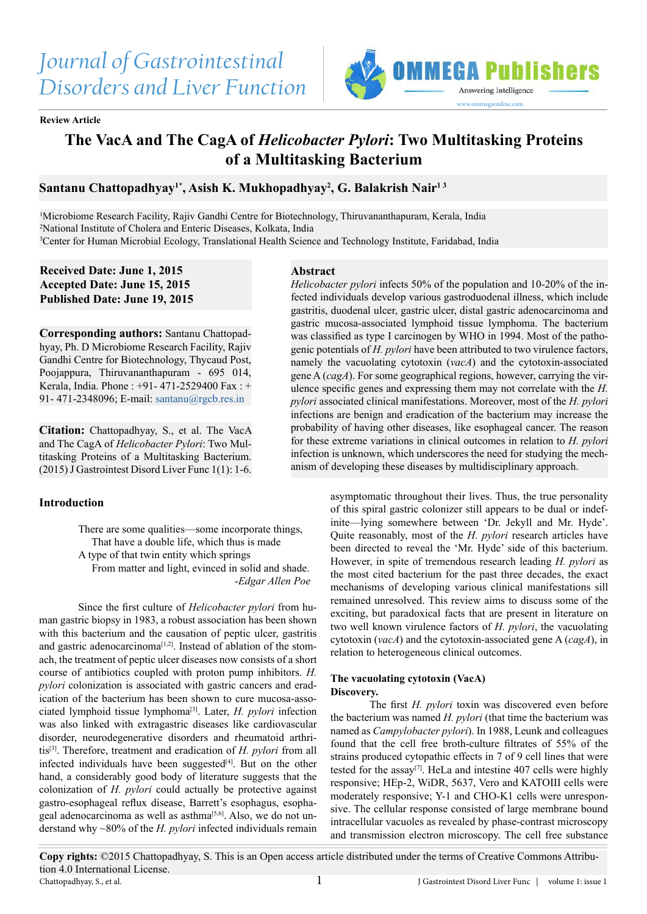Journal of Gastrointestinal Disorders and Liver Function

Review Article

# The VacA and The CagA of *Helicobacter Pylori*: Two Multitasking Proteins of a Multitasking Bacterium

**Santanu Chattopadhyay[1*], Asish K. Mukhopadhyay[2], G. Balakrish Nair[1 3]**

[1]Microbiome Research Facility, Rajiv Gandhi Centre for Biotechnology, Thiruvananthapuram, Kerala, India
[2]National Institute of Cholera and Enteric Diseases, Kolkata, India
[3]Center for Human Microbial Ecology, Translational Health Science and Technology Institute, Faridabad, India

**Received Date: June 1, 2015**
**Accepted Date: June 15, 2015**
**Published Date: June 19, 2015**

**Corresponding authors:** Santanu Chattopadhyay, Ph. D Microbiome Research Facility, Rajiv Gandhi Centre for Biotechnology, Thycaud Post, Poojappura, Thiruvananthapuram - 695 014, Kerala, India. Phone : +91- 471-2529400 Fax : + 91- 471-2348096; E-mail: santanu@rgcb.res.in

**Citation:** Chattopadhyay, S., et al. The VacA and The CagA of *Helicobacter Pylori*: Two Multitasking Proteins of a Multitasking Bacterium. (2015) J Gastrointest Disord Liver Func 1(1): 1-6.

## Abstract

*Helicobacter pylori* infects 50% of the population and 10-20% of the infected individuals develop various gastroduodenal illness, which include gastritis, duodenal ulcer, gastric ulcer, distal gastric adenocarcinoma and gastric mucosa-associated lymphoid tissue lymphoma. The bacterium was classified as type I carcinogen by WHO in 1994. Most of the pathogenic potentials of *H. pylori* have been attributed to two virulence factors, namely the vacuolating cytotoxin (*vacA*) and the cytotoxin-associated gene A (*cagA*). For some geographical regions, however, carrying the virulence specific genes and expressing them may not correlate with the *H. pylori* associated clinical manifestations. Moreover, most of the *H. pylori* infections are benign and eradication of the bacterium may increase the probability of having other diseases, like esophageal cancer. The reason for these extreme variations in clinical outcomes in relation to *H. pylori* infection is unknown, which underscores the need for studying the mechanism of developing these diseases by multidisciplinary approach.

## Introduction

> There are some qualities—some incorporate things,
> That have a double life, which thus is made
> A type of that twin entity which springs
> From matter and light, evinced in solid and shade.
> -*Edgar Allen Poe*

Since the first culture of *Helicobacter pylori* from human gastric biopsy in 1983, a robust association has been shown with this bacterium and the causation of peptic ulcer, gastritis and gastric adenocarcinoma[1,2]. Instead of ablation of the stomach, the treatment of peptic ulcer diseases now consists of a short course of antibiotics coupled with proton pump inhibitors. *H. pylori* colonization is associated with gastric cancers and eradication of the bacterium has been shown to cure mucosa-associated lymphoid tissue lymphoma[3]. Later, *H. pylori* infection was also linked with extragastric diseases like cardiovascular disorder, neurodegenerative disorders and rheumatoid arthritis[3]. Therefore, treatment and eradication of *H. pylori* from all infected individuals have been suggested[4]. But on the other hand, a considerably good body of literature suggests that the colonization of *H. pylori* could actually be protective against gastro-esophageal reflux disease, Barrett's esophagus, esophageal adenocarcinoma as well as asthma[5,6]. Also, we do not understand why ~80% of the *H. pylori* infected individuals remain asymptomatic throughout their lives. Thus, the true personality of this spiral gastric colonizer still appears to be dual or indefinite—lying somewhere between 'Dr. Jekyll and Mr. Hyde'. Quite reasonably, most of the *H. pylori* research articles have been directed to reveal the 'Mr. Hyde' side of this bacterium. However, in spite of tremendous research leading *H. pylori* as the most cited bacterium for the past three decades, the exact mechanisms of developing various clinical manifestations sill remained unresolved. This review aims to discuss some of the exciting, but paradoxical facts that are present in literature on two well known virulence factors of *H. pylori*, the vacuolating cytotoxin (*vacA*) and the cytotoxin-associated gene A (*cagA*), in relation to heterogeneous clinical outcomes.

### The vacuolating cytotoxin (VacA)

#### Discovery.

The first *H. pylori* toxin was discovered even before the bacterium was named *H. pylori* (that time the bacterium was named as *Campylobacter pylori*). In 1988, Leunk and colleagues found that the cell free broth-culture filtrates of 55% of the strains produced cytopathic effects in 7 of 9 cell lines that were tested for the assay[7]. HeLa and intestine 407 cells were highly responsive; HEp-2, WiDR, 5637, Vero and KATOIII cells were moderately responsive; Y-1 and CHO-K1 cells were unresponsive. The cellular response consisted of large membrane bound intracellular vacuoles as revealed by phase-contrast microscopy and transmission electron microscopy. The cell free substance

**Copy rights:** ©2015 Chattopadhyay, S. This is an Open access article distributed under the terms of Creative Commons Attribution 4.0 International License.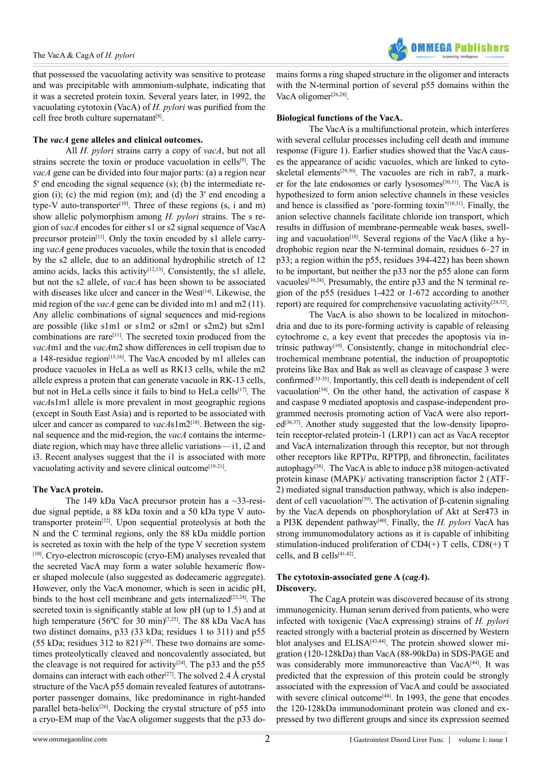that possessed the vacuolating activity was sensitive to protease and was precipitable with ammonium-sulphate, indicating that it was a secreted protein toxin. Several years later, in 1992, the vacuolating cytotoxin (VacA) of *H. pylori* was purified from the cell free broth culture supernatant[8].

### The *vacA* gene alleles and clinical outcomes.

All *H. pylori* strains carry a copy of *vacA*, but not all strains secrete the toxin or produce vacuolation in cells[9]. The *vacA* gene can be divided into four major parts: (a) a region near 5' end encoding the signal sequence (s); (b) the intermediate region (i); (c) the mid region (m); and (d) the 3' end encoding a type-V auto-transporter[10]. Three of these regions (s, i and m) show allelic polymorphism among *H. pylori* strains. The s region of *vacA* encodes for either s1 or s2 signal sequence of VacA precursor protein[11]. Only the toxin encoded by s1 allele carrying *vacA* gene produces vacuoles, while the toxin that is encoded by the s2 allele, due to an additional hydrophilic stretch of 12 amino acids, lacks this activity[12,13]. Consistently, the s1 allele, but not the s2 allele, of *vacA* has been shown to be associated with diseases like ulcer and cancer in the West[14]. Likewise, the mid region of the *vacA* gene can be divided into m1 and m2 (11). Any allelic combinations of signal sequences and mid-regions are possible (like s1m1 or s1m2 or s2m1 or s2m2) but s2m1 combinations are rare[11]. The secreted toxin produced from the *vacA*m1 and the *vacA*m2 show differences in cell tropism due to a 148-residue region[15,16]. The VacA encoded by m1 alleles can produce vacuoles in HeLa as well as RK13 cells, while the m2 allele express a protein that can generate vacuole in RK-13 cells, but not in HeLa cells since it fails to bind to HeLa cells[17]. The *vacA*s1m1 allele is more prevalent in most geographic regions (except in South East Asia) and is reported to be associated with ulcer and cancer as compared to *vacA*s1m2[18]. Between the signal sequence and the mid-region, the *vacA* contains the intermediate region, which may have three allelic variations— i1, i2 and i3. Recent analyses suggest that the i1 is associated with more vacuolating activity and severe clinical outcome[19-21].

### The VacA protein.

The 149 kDa VacA precursor protein has a ~33-residue signal peptide, a 88 kDa toxin and a 50 kDa type V autotransporter protein[22]. Upon sequential proteolysis at both the N and the C terminal regions, only the 88 kDa middle portion is secreted as toxin with the help of the type V secretion system [10]. Cryo-electron microscopic (cryo-EM) analyses revealed that the secreted VacA may form a water soluble hexameric flower shaped molecule (also suggested as dodecameric aggregate). However, only the VacA monomer, which is seen in acidic pH, binds to the host cell membrane and gets internalized[23,24]. The secreted toxin is significantly stable at low pH (up to 1.5) and at high temperature (56ºC for 30 min)[7,25]. The 88 kDa VacA has two distinct domains, p33 (33 kDa; residues 1 to 311) and p55 (55 kDa; residues 312 to 821)[26]. These two domains are sometimes proteolytically cleaved and noncovalently associated, but the cleavage is not required for activity[24]. The p33 and the p55 domains can interact with each other[27]. The solved 2.4 Å crystal structure of the VacA p55 domain revealed features of autotransporter passenger domains, like predominance in right-handed parallel beta-helix[26]. Docking the crystal structure of p55 into a cryo-EM map of the VacA oligomer suggests that the p33 domains forms a ring shaped structure in the oligomer and interacts with the N-terminal portion of several p55 domains within the VacA oligomer[26,28].

### Biological functions of the VacA.

The VacA is a multifunctional protein, which interferes with several cellular processes including cell death and immune response (Figure 1). Earlier studies showed that the VacA causes the appearance of acidic vacuoles, which are linked to cytoskeletal elements[29,30]. The vacuoles are rich in rab7, a marker for the late endosomes or early lysosomes[30,31]. The VacA is hypothesized to form anion selective channels in these vesicles and hence is classified as 'pore-forming toxin'[10,31]. Finally, the anion selective channels facilitate chloride ion transport, which results in diffusion of membrane-permeable weak bases, swelling and vacuolation[10]. Several regions of the VacA (like a hydrophobic region near the N-terminal domain, residues 6–27 in p33; a region within the p55, residues 394-422) has been shown to be important, but neither the p33 nor the p55 alone can form vacuoles[10,24]. Presumably, the entire p33 and the N terminal region of the p55 (residues 1-422 or 1-672 according to another report) are required for comprehensive vacuolating activity[24,32].

The VacA is also shown to be localized in mitochondria and due to its pore-forming activity is capable of releasing cytochrome c, a key event that precedes the apoptosis via intrinsic pathway[10]. Consistently, change in mitochondrial electrochemical membrane potential, the induction of proapoptotic proteins like Bax and Bak as well as cleavage of caspase 3 were confirmed[33-35]. Importantly, this cell death is independent of cell vacuolation[34]. On the other hand, the activation of caspase 8 and caspase 9 mediated apoptosis and caspase-independent programmed necrosis promoting action of VacA were also reported[36,37]. Another study suggested that the low-density lipoprotein receptor-related protein-1 (LRP1) can act as VacA receptor and VacA internalization through this receptor, but not through other receptors like RPTPα, RPTPβ, and fibronectin, facilitates autophagy[38]. The VacA is able to induce p38 mitogen-activated protein kinase (MAPK)/ activating transcription factor 2 (ATF-2) mediated signal transduction pathway, which is also independent of cell vacuolation[39]. The activation of β-catenin signaling by the VacA depends on phosphorylation of Akt at Ser473 in a PI3K dependent pathway[40]. Finally, the *H. pylori* VacA has strong immunomodulatory actions as it is capable of inhibiting stimulation-induced proliferation of CD4(+) T cells, CD8(+) T cells, and B cells[41,42].

### The cytotoxin-associated gene A (*cagA*).

### Discovery.

The CagA protein was discovered because of its strong immunogenicity. Human serum derived from patients, who were infected with toxigenic (VacA expressing) strains of *H. pylori* reacted strongly with a bacterial protein as discerned by Western blot analyses and ELISA[43,44]. The protein showed slower migration (120-128kDa) than VacA (88-90kDa) in SDS-PAGE and was considerably more immunoreactive than VacA[44]. It was predicted that the expression of this protein could be strongly associated with the expression of VacA and could be associated with severe clinical outcome[44]. In 1993, the gene that encodes the 120-128kDa immunodominant protein was cloned and expressed by two different groups and since its expression seemed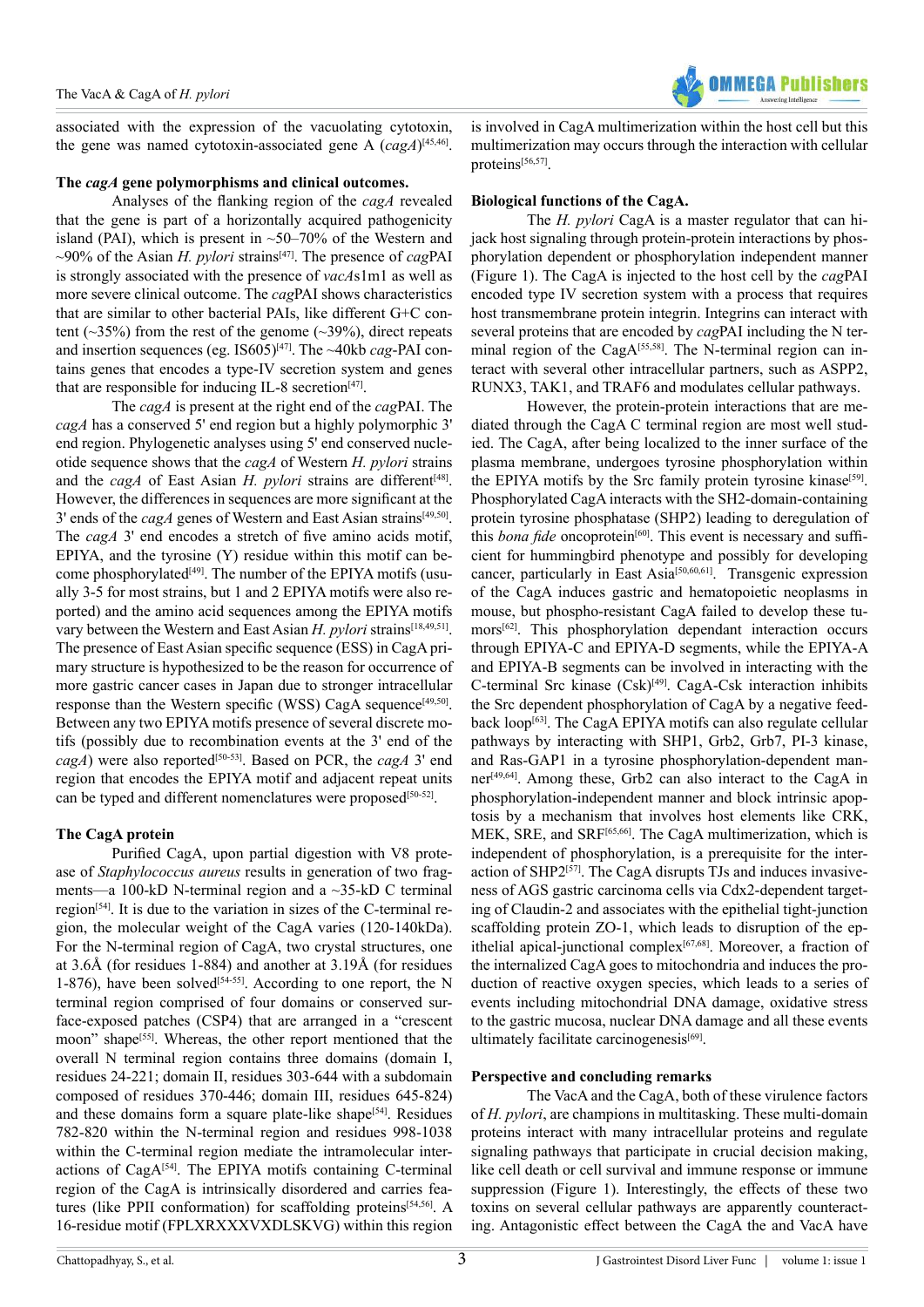associated with the expression of the vacuolating cytotoxin, the gene was named cytotoxin-associated gene A (*cagA*)[45,46].

### The *cagA* gene polymorphisms and clinical outcomes.

Analyses of the flanking region of the *cagA* revealed that the gene is part of a horizontally acquired pathogenicity island (PAI), which is present in ~50–70% of the Western and ~90% of the Asian *H. pylori* strains[47]. The presence of *cag*PAI is strongly associated with the presence of *vacA*s1m1 as well as more severe clinical outcome. The *cag*PAI shows characteristics that are similar to other bacterial PAIs, like different G+C content (~35%) from the rest of the genome (~39%), direct repeats and insertion sequences (eg. IS605)[47]. The ~40kb *cag*-PAI contains genes that encodes a type-IV secretion system and genes that are responsible for inducing IL-8 secretion[47].

The *cagA* is present at the right end of the *cag*PAI. The *cagA* has a conserved 5' end region but a highly polymorphic 3' end region. Phylogenetic analyses using 5' end conserved nucleotide sequence shows that the *cagA* of Western *H. pylori* strains and the *cagA* of East Asian *H. pylori* strains are different[48]. However, the differences in sequences are more significant at the 3' ends of the *cagA* genes of Western and East Asian strains[49,50]. The *cagA* 3' end encodes a stretch of five amino acids motif, EPIYA, and the tyrosine (Y) residue within this motif can become phosphorylated[49]. The number of the EPIYA motifs (usually 3-5 for most strains, but 1 and 2 EPIYA motifs were also reported) and the amino acid sequences among the EPIYA motifs vary between the Western and East Asian *H. pylori* strains[18,49,51]. The presence of East Asian specific sequence (ESS) in CagA primary structure is hypothesized to be the reason for occurrence of more gastric cancer cases in Japan due to stronger intracellular response than the Western specific (WSS) CagA sequence[49,50]. Between any two EPIYA motifs presence of several discrete motifs (possibly due to recombination events at the 3' end of the *cagA*) were also reported[50-53]. Based on PCR, the *cagA* 3' end region that encodes the EPIYA motif and adjacent repeat units can be typed and different nomenclatures were proposed[50-52].

### The CagA protein

Purified CagA, upon partial digestion with V8 protease of *Staphylococcus aureus* results in generation of two fragments—a 100-kD N-terminal region and a ~35-kD C terminal region[54]. It is due to the variation in sizes of the C-terminal region, the molecular weight of the CagA varies (120-140kDa). For the N-terminal region of CagA, two crystal structures, one at 3.6Å (for residues 1-884) and another at 3.19Å (for residues 1-876), have been solved[54-55]. According to one report, the N terminal region comprised of four domains or conserved surface-exposed patches (CSP4) that are arranged in a "crescent moon" shape[55]. Whereas, the other report mentioned that the overall N terminal region contains three domains (domain I, residues 24-221; domain II, residues 303-644 with a subdomain composed of residues 370-446; domain III, residues 645-824) and these domains form a square plate-like shape[54]. Residues 782-820 within the N-terminal region and residues 998-1038 within the C-terminal region mediate the intramolecular interactions of CagA[54]. The EPIYA motifs containing C-terminal region of the CagA is intrinsically disordered and carries features (like PPII conformation) for scaffolding proteins[54,56]. A 16-residue motif (FPLXRXXXVXDLSKVG) within this region is involved in CagA multimerization within the host cell but this multimerization may occurs through the interaction with cellular proteins[56,57].

### Biological functions of the CagA.

The *H. pylori* CagA is a master regulator that can hijack host signaling through protein-protein interactions by phosphorylation dependent or phosphorylation independent manner (Figure 1). The CagA is injected to the host cell by the *cag*PAI encoded type IV secretion system with a process that requires host transmembrane protein integrin. Integrins can interact with several proteins that are encoded by *cag*PAI including the N terminal region of the CagA[55,58]. The N-terminal region can interact with several other intracellular partners, such as ASPP2, RUNX3, TAK1, and TRAF6 and modulates cellular pathways.

However, the protein-protein interactions that are mediated through the CagA C terminal region are most well studied. The CagA, after being localized to the inner surface of the plasma membrane, undergoes tyrosine phosphorylation within the EPIYA motifs by the Src family protein tyrosine kinase[59]. Phosphorylated CagA interacts with the SH2-domain-containing protein tyrosine phosphatase (SHP2) leading to deregulation of this *bona fide* oncoprotein[60]. This event is necessary and sufficient for hummingbird phenotype and possibly for developing cancer, particularly in East Asia[50,60,61]. Transgenic expression of the CagA induces gastric and hematopoietic neoplasms in mouse, but phospho-resistant CagA failed to develop these tumors[62]. This phosphorylation dependant interaction occurs through EPIYA-C and EPIYA-D segments, while the EPIYA-A and EPIYA-B segments can be involved in interacting with the C-terminal Src kinase (Csk)[49]. CagA-Csk interaction inhibits the Src dependent phosphorylation of CagA by a negative feedback loop[63]. The CagA EPIYA motifs can also regulate cellular pathways by interacting with SHP1, Grb2, Grb7, PI-3 kinase, and Ras-GAP1 in a tyrosine phosphorylation-dependent manner[49,64]. Among these, Grb2 can also interact to the CagA in phosphorylation-independent manner and block intrinsic apoptosis by a mechanism that involves host elements like CRK, MEK, SRE, and SRF[65,66]. The CagA multimerization, which is independent of phosphorylation, is a prerequisite for the interaction of SHP2[57]. The CagA disrupts TJs and induces invasiveness of AGS gastric carcinoma cells via Cdx2-dependent targeting of Claudin-2 and associates with the epithelial tight-junction scaffolding protein ZO-1, which leads to disruption of the epithelial apical-junctional complex[67,68]. Moreover, a fraction of the internalized CagA goes to mitochondria and induces the production of reactive oxygen species, which leads to a series of events including mitochondrial DNA damage, oxidative stress to the gastric mucosa, nuclear DNA damage and all these events ultimately facilitate carcinogenesis[69].

### Perspective and concluding remarks

The VacA and the CagA, both of these virulence factors of *H. pylori*, are champions in multitasking. These multi-domain proteins interact with many intracellular proteins and regulate signaling pathways that participate in crucial decision making, like cell death or cell survival and immune response or immune suppression (Figure 1). Interestingly, the effects of these two toxins on several cellular pathways are apparently counteracting. Antagonistic effect between the CagA the and VacA have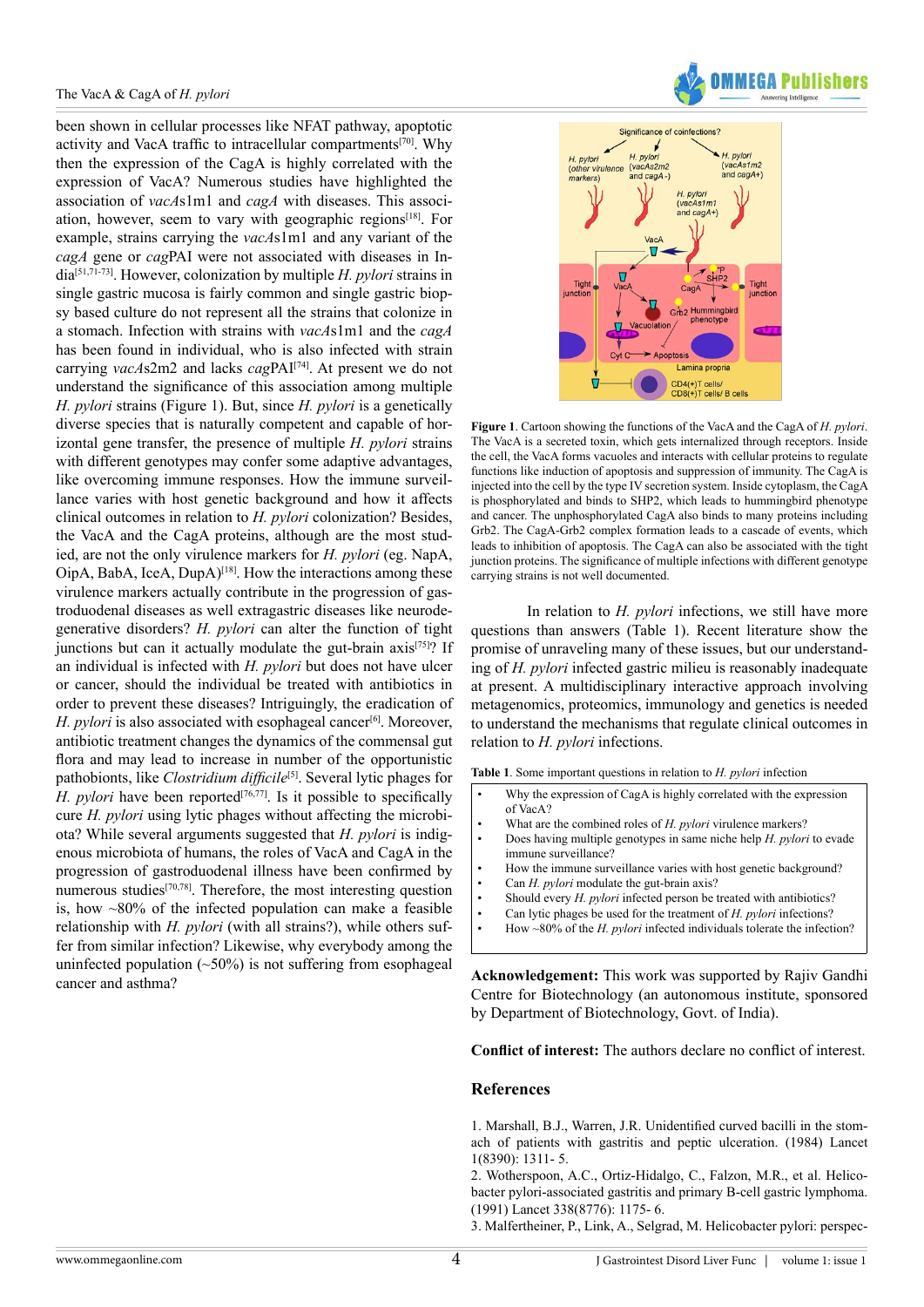been shown in cellular processes like NFAT pathway, apoptotic activity and VacA traffic to intracellular compartments[70]. Why then the expression of the CagA is highly correlated with the expression of VacA? Numerous studies have highlighted the association of *vacA*s1m1 and *cagA* with diseases. This association, however, seem to vary with geographic regions[18]. For example, strains carrying the *vacA*s1m1 and any variant of the *cagA* gene or *cag*PAI were not associated with diseases in India[51,71-73]. However, colonization by multiple *H. pylori* strains in single gastric mucosa is fairly common and single gastric biopsy based culture do not represent all the strains that colonize in a stomach. Infection with strains with *vacA*s1m1 and the *cagA* has been found in individual, who is also infected with strain carrying *vacA*s2m2 and lacks *cag*PAI[74]. At present we do not understand the significance of this association among multiple *H. pylori* strains (Figure 1). But, since *H. pylori* is a genetically diverse species that is naturally competent and capable of horizontal gene transfer, the presence of multiple *H. pylori* strains with different genotypes may confer some adaptive advantages, like overcoming immune responses. How the immune surveillance varies with host genetic background and how it affects clinical outcomes in relation to *H. pylori* colonization? Besides, the VacA and the CagA proteins, although are the most studied, are not the only virulence markers for *H. pylori* (eg. NapA, OipA, BabA, IceA, DupA)[18]. How the interactions among these virulence markers actually contribute in the progression of gastroduodenal diseases as well extragastric diseases like neurodegenerative disorders? *H. pylori* can alter the function of tight junctions but can it actually modulate the gut-brain axis[75]? If an individual is infected with *H. pylori* but does not have ulcer or cancer, should the individual be treated with antibiotics in order to prevent these diseases? Intriguingly, the eradication of *H. pylori* is also associated with esophageal cancer[6]. Moreover, antibiotic treatment changes the dynamics of the commensal gut flora and may lead to increase in number of the opportunistic pathobionts, like *Clostridium difficile*[5]. Several lytic phages for *H. pylori* have been reported[76,77]. Is it possible to specifically cure *H. pylori* using lytic phages without affecting the microbiota? While several arguments suggested that *H. pylori* is indigenous microbiota of humans, the roles of VacA and CagA in the progression of gastroduodenal illness have been confirmed by numerous studies[70,78]. Therefore, the most interesting question is, how ~80% of the infected population can make a feasible relationship with *H. pylori* (with all strains?), while others suffer from similar infection? Likewise, why everybody among the uninfected population (~50%) is not suffering from esophageal cancer and asthma?

**Figure 1**. Cartoon showing the functions of the VacA and the CagA of *H. pylori*. The VacA is a secreted toxin, which gets internalized through receptors. Inside the cell, the VacA forms vacuoles and interacts with cellular proteins to regulate functions like induction of apoptosis and suppression of immunity. The CagA is injected into the cell by the type IV secretion system. Inside cytoplasm, the CagA is phosphorylated and binds to SHP2, which leads to hummingbird phenotype and cancer. The unphosphorylated CagA also binds to many proteins including Grb2. The CagA-Grb2 complex formation leads to a cascade of events, which leads to inhibition of apoptosis. The CagA can also be associated with the tight junction proteins. The significance of multiple infections with different genotype carrying strains is not well documented.

In relation to *H. pylori* infections, we still have more questions than answers (Table 1). Recent literature show the promise of unraveling many of these issues, but our understanding of *H. pylori* infected gastric milieu is reasonably inadequate at present. A multidisciplinary interactive approach involving metagenomics, proteomics, immunology and genetics is needed to understand the mechanisms that regulate clinical outcomes in relation to *H. pylori* infections.

**Table 1**. Some important questions in relation to *H. pylori* infection

| |
|---|
| • Why the expression of CagA is highly correlated with the expression of VacA? |
| • What are the combined roles of *H. pylori* virulence markers? |
| • Does having multiple genotypes in same niche help *H. pylori* to evade immune surveillance? |
| • How the immune surveillance varies with host genetic background? |
| • Can *H. pylori* modulate the gut-brain axis? |
| • Should every *H. pylori* infected person be treated with antibiotics? |
| • Can lytic phages be used for the treatment of *H. pylori* infections? |
| • How ~80% of the *H. pylori* infected individuals tolerate the infection? |

**Acknowledgement:** This work was supported by Rajiv Gandhi Centre for Biotechnology (an autonomous institute, sponsored by Department of Biotechnology, Govt. of India).

**Conflict of interest:** The authors declare no conflict of interest.

## References

1. Marshall, B.J., Warren, J.R. Unidentified curved bacilli in the stomach of patients with gastritis and peptic ulceration. (1984) Lancet 1(8390): 1311- 5.
2. Wotherspoon, A.C., Ortiz-Hidalgo, C., Falzon, M.R., et al. Helicobacter pylori-associated gastritis and primary B-cell gastric lymphoma. (1991) Lancet 338(8776): 1175- 6.
3. Malfertheiner, P., Link, A., Selgrad, M. Helicobacter pylori: perspec-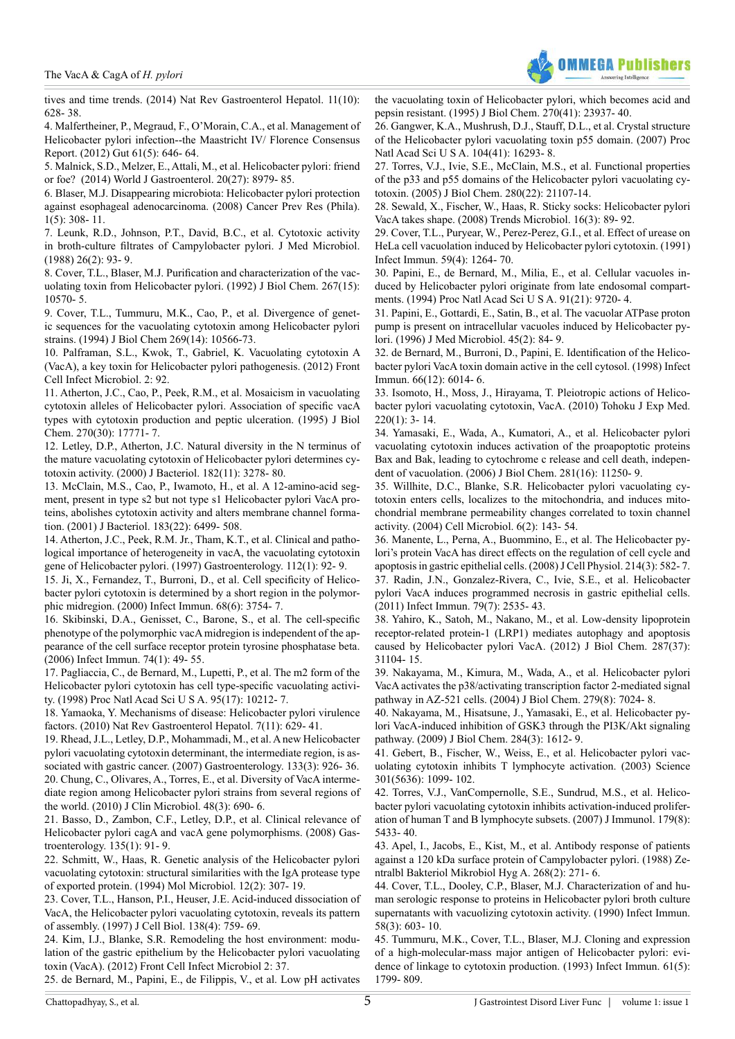tives and time trends. (2014) Nat Rev Gastroenterol Hepatol. 11(10): 628- 38.

4. Malfertheiner, P., Megraud, F., O'Morain, C.A., et al. Management of Helicobacter pylori infection--the Maastricht IV/ Florence Consensus Report. (2012) Gut 61(5): 646- 64.

5. Malnick, S.D., Melzer, E., Attali, M., et al. Helicobacter pylori: friend or foe? (2014) World J Gastroenterol. 20(27): 8979- 85.

6. Blaser, M.J. Disappearing microbiota: Helicobacter pylori protection against esophageal adenocarcinoma. (2008) Cancer Prev Res (Phila). 1(5): 308- 11.

7. Leunk, R.D., Johnson, P.T., David, B.C., et al. Cytotoxic activity in broth-culture filtrates of Campylobacter pylori. J Med Microbiol. (1988) 26(2): 93- 9.

8. Cover, T.L., Blaser, M.J. Purification and characterization of the vacuolating toxin from Helicobacter pylori. (1992) J Biol Chem. 267(15): 10570- 5.

9. Cover, T.L., Tummuru, M.K., Cao, P., et al. Divergence of genetic sequences for the vacuolating cytotoxin among Helicobacter pylori strains. (1994) J Biol Chem 269(14): 10566-73.

10. Palframan, S.L., Kwok, T., Gabriel, K. Vacuolating cytotoxin A (VacA), a key toxin for Helicobacter pylori pathogenesis. (2012) Front Cell Infect Microbiol. 2: 92.

11. Atherton, J.C., Cao, P., Peek, R.M., et al. Mosaicism in vacuolating cytotoxin alleles of Helicobacter pylori. Association of specific vacA types with cytotoxin production and peptic ulceration. (1995) J Biol Chem. 270(30): 17771- 7.

12. Letley, D.P., Atherton, J.C. Natural diversity in the N terminus of the mature vacuolating cytotoxin of Helicobacter pylori determines cytotoxin activity. (2000) J Bacteriol. 182(11): 3278- 80.

13. McClain, M.S., Cao, P., Iwamoto, H., et al. A 12-amino-acid segment, present in type s2 but not type s1 Helicobacter pylori VacA proteins, abolishes cytotoxin activity and alters membrane channel formation. (2001) J Bacteriol. 183(22): 6499- 508.

14. Atherton, J.C., Peek, R.M. Jr., Tham, K.T., et al. Clinical and pathological importance of heterogeneity in vacA, the vacuolating cytotoxin gene of Helicobacter pylori. (1997) Gastroenterology. 112(1): 92- 9.

15. Ji, X., Fernandez, T., Burroni, D., et al. Cell specificity of Helicobacter pylori cytotoxin is determined by a short region in the polymorphic midregion. (2000) Infect Immun. 68(6): 3754- 7.

16. Skibinski, D.A., Genisset, C., Barone, S., et al. The cell-specific phenotype of the polymorphic vacA midregion is independent of the appearance of the cell surface receptor protein tyrosine phosphatase beta. (2006) Infect Immun. 74(1): 49- 55.

17. Pagliaccia, C., de Bernard, M., Lupetti, P., et al. The m2 form of the Helicobacter pylori cytotoxin has cell type-specific vacuolating activity. (1998) Proc Natl Acad Sci U S A. 95(17): 10212- 7.

18. Yamaoka, Y. Mechanisms of disease: Helicobacter pylori virulence factors. (2010) Nat Rev Gastroenterol Hepatol. 7(11): 629- 41.

19. Rhead, J.L., Letley, D.P., Mohammadi, M., et al. A new Helicobacter pylori vacuolating cytotoxin determinant, the intermediate region, is associated with gastric cancer. (2007) Gastroenterology. 133(3): 926- 36.

20. Chung, C., Olivares, A., Torres, E., et al. Diversity of VacA intermediate region among Helicobacter pylori strains from several regions of the world. (2010) J Clin Microbiol. 48(3): 690- 6.

21. Basso, D., Zambon, C.F., Letley, D.P., et al. Clinical relevance of Helicobacter pylori cagA and vacA gene polymorphisms. (2008) Gastroenterology. 135(1): 91- 9.

22. Schmitt, W., Haas, R. Genetic analysis of the Helicobacter pylori vacuolating cytotoxin: structural similarities with the IgA protease type of exported protein. (1994) Mol Microbiol. 12(2): 307- 19.

23. Cover, T.L., Hanson, P.I., Heuser, J.E. Acid-induced dissociation of VacA, the Helicobacter pylori vacuolating cytotoxin, reveals its pattern of assembly. (1997) J Cell Biol. 138(4): 759- 69.

24. Kim, I.J., Blanke, S.R. Remodeling the host environment: modulation of the gastric epithelium by the Helicobacter pylori vacuolating toxin (VacA). (2012) Front Cell Infect Microbiol 2: 37.

25. de Bernard, M., Papini, E., de Filippis, V., et al. Low pH activates the vacuolating toxin of Helicobacter pylori, which becomes acid and pepsin resistant. (1995) J Biol Chem. 270(41): 23937- 40.

26. Gangwer, K.A., Mushrush, D.J., Stauff, D.L., et al. Crystal structure of the Helicobacter pylori vacuolating toxin p55 domain. (2007) Proc Natl Acad Sci U S A. 104(41): 16293- 8.

27. Torres, V.J., Ivie, S.E., McClain, M.S., et al. Functional properties of the p33 and p55 domains of the Helicobacter pylori vacuolating cytotoxin. (2005) J Biol Chem. 280(22): 21107-14.

28. Sewald, X., Fischer, W., Haas, R. Sticky socks: Helicobacter pylori VacA takes shape. (2008) Trends Microbiol. 16(3): 89- 92.

29. Cover, T.L., Puryear, W., Perez-Perez, G.I., et al. Effect of urease on HeLa cell vacuolation induced by Helicobacter pylori cytotoxin. (1991) Infect Immun. 59(4): 1264- 70.

30. Papini, E., de Bernard, M., Milia, E., et al. Cellular vacuoles induced by Helicobacter pylori originate from late endosomal compartments. (1994) Proc Natl Acad Sci U S A. 91(21): 9720- 4.

31. Papini, E., Gottardi, E., Satin, B., et al. The vacuolar ATPase proton pump is present on intracellular vacuoles induced by Helicobacter pylori. (1996) J Med Microbiol. 45(2): 84- 9.

32. de Bernard, M., Burroni, D., Papini, E. Identification of the Helicobacter pylori VacA toxin domain active in the cell cytosol. (1998) Infect Immun. 66(12): 6014- 6.

33. Isomoto, H., Moss, J., Hirayama, T. Pleiotropic actions of Helicobacter pylori vacuolating cytotoxin, VacA. (2010) Tohoku J Exp Med. 220(1): 3- 14.

34. Yamasaki, E., Wada, A., Kumatori, A., et al. Helicobacter pylori vacuolating cytotoxin induces activation of the proapoptotic proteins Bax and Bak, leading to cytochrome c release and cell death, independent of vacuolation. (2006) J Biol Chem. 281(16): 11250- 9.

35. Willhite, D.C., Blanke, S.R. Helicobacter pylori vacuolating cytotoxin enters cells, localizes to the mitochondria, and induces mitochondrial membrane permeability changes correlated to toxin channel activity. (2004) Cell Microbiol. 6(2): 143- 54.

36. Manente, L., Perna, A., Buommino, E., et al. The Helicobacter pylori's protein VacA has direct effects on the regulation of cell cycle and apoptosis in gastric epithelial cells. (2008) J Cell Physiol. 214(3): 582- 7.

37. Radin, J.N., Gonzalez-Rivera, C., Ivie, S.E., et al. Helicobacter pylori VacA induces programmed necrosis in gastric epithelial cells. (2011) Infect Immun. 79(7): 2535- 43.

38. Yahiro, K., Satoh, M., Nakano, M., et al. Low-density lipoprotein receptor-related protein-1 (LRP1) mediates autophagy and apoptosis caused by Helicobacter pylori VacA. (2012) J Biol Chem. 287(37): 31104- 15.

39. Nakayama, M., Kimura, M., Wada, A., et al. Helicobacter pylori VacA activates the p38/activating transcription factor 2-mediated signal pathway in AZ-521 cells. (2004) J Biol Chem. 279(8): 7024- 8.

40. Nakayama, M., Hisatsune, J., Yamasaki, E., et al. Helicobacter pylori VacA-induced inhibition of GSK3 through the PI3K/Akt signaling pathway. (2009) J Biol Chem. 284(3): 1612- 9.

41. Gebert, B., Fischer, W., Weiss, E., et al. Helicobacter pylori vacuolating cytotoxin inhibits T lymphocyte activation. (2003) Science 301(5636): 1099- 102.

42. Torres, V.J., VanCompernolle, S.E., Sundrud, M.S., et al. Helicobacter pylori vacuolating cytotoxin inhibits activation-induced proliferation of human T and B lymphocyte subsets. (2007) J Immunol. 179(8): 5433- 40.

43. Apel, I., Jacobs, E., Kist, M., et al. Antibody response of patients against a 120 kDa surface protein of Campylobacter pylori. (1988) Zentralbl Bakteriol Mikrobiol Hyg A. 268(2): 271- 6.

44. Cover, T.L., Dooley, C.P., Blaser, M.J. Characterization of and human serologic response to proteins in Helicobacter pylori broth culture supernatants with vacuolizing cytotoxin activity. (1990) Infect Immun. 58(3): 603- 10.

45. Tummuru, M.K., Cover, T.L., Blaser, M.J. Cloning and expression of a high-molecular-mass major antigen of Helicobacter pylori: evidence of linkage to cytotoxin production. (1993) Infect Immun. 61(5): 1799- 809.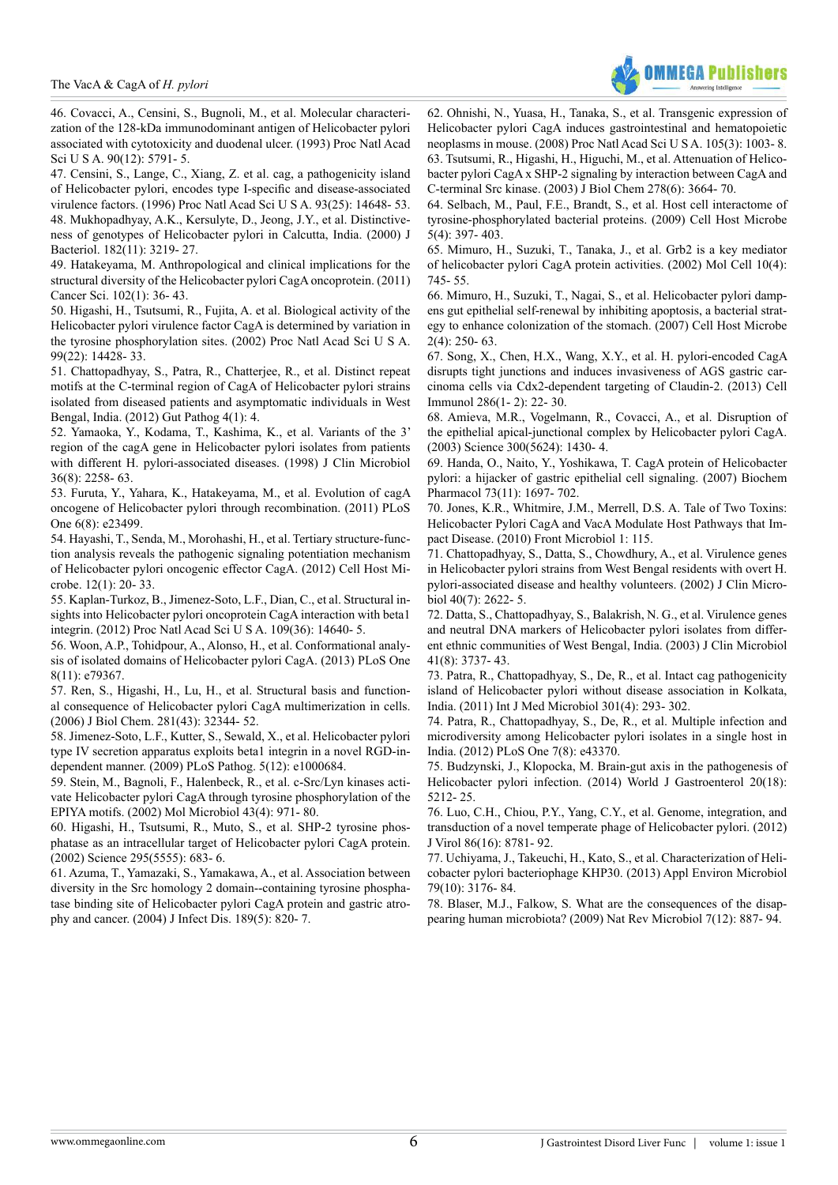46. Covacci, A., Censini, S., Bugnoli, M., et al. Molecular characterization of the 128-kDa immunodominant antigen of Helicobacter pylori associated with cytotoxicity and duodenal ulcer. (1993) Proc Natl Acad Sci U S A. 90(12): 5791- 5.

47. Censini, S., Lange, C., Xiang, Z. et al. cag, a pathogenicity island of Helicobacter pylori, encodes type I-specific and disease-associated virulence factors. (1996) Proc Natl Acad Sci U S A. 93(25): 14648- 53.

48. Mukhopadhyay, A.K., Kersulyte, D., Jeong, J.Y., et al. Distinctiveness of genotypes of Helicobacter pylori in Calcutta, India. (2000) J Bacteriol. 182(11): 3219- 27.

49. Hatakeyama, M. Anthropological and clinical implications for the structural diversity of the Helicobacter pylori CagA oncoprotein. (2011) Cancer Sci. 102(1): 36- 43.

50. Higashi, H., Tsutsumi, R., Fujita, A. et al. Biological activity of the Helicobacter pylori virulence factor CagA is determined by variation in the tyrosine phosphorylation sites. (2002) Proc Natl Acad Sci U S A. 99(22): 14428- 33.

51. Chattopadhyay, S., Patra, R., Chatterjee, R., et al. Distinct repeat motifs at the C-terminal region of CagA of Helicobacter pylori strains isolated from diseased patients and asymptomatic individuals in West Bengal, India. (2012) Gut Pathog 4(1): 4.

52. Yamaoka, Y., Kodama, T., Kashima, K., et al. Variants of the 3' region of the cagA gene in Helicobacter pylori isolates from patients with different H. pylori-associated diseases. (1998) J Clin Microbiol 36(8): 2258- 63.

53. Furuta, Y., Yahara, K., Hatakeyama, M., et al. Evolution of cagA oncogene of Helicobacter pylori through recombination. (2011) PLoS One 6(8): e23499.

54. Hayashi, T., Senda, M., Morohashi, H., et al. Tertiary structure-function analysis reveals the pathogenic signaling potentiation mechanism of Helicobacter pylori oncogenic effector CagA. (2012) Cell Host Microbe. 12(1): 20- 33.

55. Kaplan-Turkoz, B., Jimenez-Soto, L.F., Dian, C., et al. Structural insights into Helicobacter pylori oncoprotein CagA interaction with beta1 integrin. (2012) Proc Natl Acad Sci U S A. 109(36): 14640- 5.

56. Woon, A.P., Tohidpour, A., Alonso, H., et al. Conformational analysis of isolated domains of Helicobacter pylori CagA. (2013) PLoS One 8(11): e79367.

57. Ren, S., Higashi, H., Lu, H., et al. Structural basis and functional consequence of Helicobacter pylori CagA multimerization in cells. (2006) J Biol Chem. 281(43): 32344- 52.

58. Jimenez-Soto, L.F., Kutter, S., Sewald, X., et al. Helicobacter pylori type IV secretion apparatus exploits beta1 integrin in a novel RGD-independent manner. (2009) PLoS Pathog. 5(12): e1000684.

59. Stein, M., Bagnoli, F., Halenbeck, R., et al. c-Src/Lyn kinases activate Helicobacter pylori CagA through tyrosine phosphorylation of the EPIYA motifs. (2002) Mol Microbiol 43(4): 971- 80.

60. Higashi, H., Tsutsumi, R., Muto, S., et al. SHP-2 tyrosine phosphatase as an intracellular target of Helicobacter pylori CagA protein. (2002) Science 295(5555): 683- 6.

61. Azuma, T., Yamazaki, S., Yamakawa, A., et al. Association between diversity in the Src homology 2 domain--containing tyrosine phosphatase binding site of Helicobacter pylori CagA protein and gastric atrophy and cancer. (2004) J Infect Dis. 189(5): 820- 7.

62. Ohnishi, N., Yuasa, H., Tanaka, S., et al. Transgenic expression of Helicobacter pylori CagA induces gastrointestinal and hematopoietic neoplasms in mouse. (2008) Proc Natl Acad Sci U S A. 105(3): 1003- 8.

63. Tsutsumi, R., Higashi, H., Higuchi, M., et al. Attenuation of Helicobacter pylori CagA x SHP-2 signaling by interaction between CagA and C-terminal Src kinase. (2003) J Biol Chem 278(6): 3664- 70.

64. Selbach, M., Paul, F.E., Brandt, S., et al. Host cell interactome of tyrosine-phosphorylated bacterial proteins. (2009) Cell Host Microbe 5(4): 397- 403.

65. Mimuro, H., Suzuki, T., Tanaka, J., et al. Grb2 is a key mediator of helicobacter pylori CagA protein activities. (2002) Mol Cell 10(4): 745- 55.

66. Mimuro, H., Suzuki, T., Nagai, S., et al. Helicobacter pylori dampens gut epithelial self-renewal by inhibiting apoptosis, a bacterial strategy to enhance colonization of the stomach. (2007) Cell Host Microbe 2(4): 250- 63.

67. Song, X., Chen, H.X., Wang, X.Y., et al. H. pylori-encoded CagA disrupts tight junctions and induces invasiveness of AGS gastric carcinoma cells via Cdx2-dependent targeting of Claudin-2. (2013) Cell Immunol 286(1- 2): 22- 30.

68. Amieva, M.R., Vogelmann, R., Covacci, A., et al. Disruption of the epithelial apical-junctional complex by Helicobacter pylori CagA. (2003) Science 300(5624): 1430- 4.

69. Handa, O., Naito, Y., Yoshikawa, T. CagA protein of Helicobacter pylori: a hijacker of gastric epithelial cell signaling. (2007) Biochem Pharmacol 73(11): 1697- 702.

70. Jones, K.R., Whitmire, J.M., Merrell, D.S. A. Tale of Two Toxins: Helicobacter Pylori CagA and VacA Modulate Host Pathways that Impact Disease. (2010) Front Microbiol 1: 115.

71. Chattopadhyay, S., Datta, S., Chowdhury, A., et al. Virulence genes in Helicobacter pylori strains from West Bengal residents with overt H. pylori-associated disease and healthy volunteers. (2002) J Clin Microbiol 40(7): 2622- 5.

72. Datta, S., Chattopadhyay, S., Balakrish, N. G., et al. Virulence genes and neutral DNA markers of Helicobacter pylori isolates from different ethnic communities of West Bengal, India. (2003) J Clin Microbiol 41(8): 3737- 43.

73. Patra, R., Chattopadhyay, S., De, R., et al. Intact cag pathogenicity island of Helicobacter pylori without disease association in Kolkata, India. (2011) Int J Med Microbiol 301(4): 293- 302.

74. Patra, R., Chattopadhyay, S., De, R., et al. Multiple infection and microdiversity among Helicobacter pylori isolates in a single host in India. (2012) PLoS One 7(8): e43370.

75. Budzynski, J., Klopocka, M. Brain-gut axis in the pathogenesis of Helicobacter pylori infection. (2014) World J Gastroenterol 20(18): 5212- 25.

76. Luo, C.H., Chiou, P.Y., Yang, C.Y., et al. Genome, integration, and transduction of a novel temperate phage of Helicobacter pylori. (2012) J Virol 86(16): 8781- 92.

77. Uchiyama, J., Takeuchi, H., Kato, S., et al. Characterization of Helicobacter pylori bacteriophage KHP30. (2013) Appl Environ Microbiol 79(10): 3176- 84.

78. Blaser, M.J., Falkow, S. What are the consequences of the disappearing human microbiota? (2009) Nat Rev Microbiol 7(12): 887- 94.